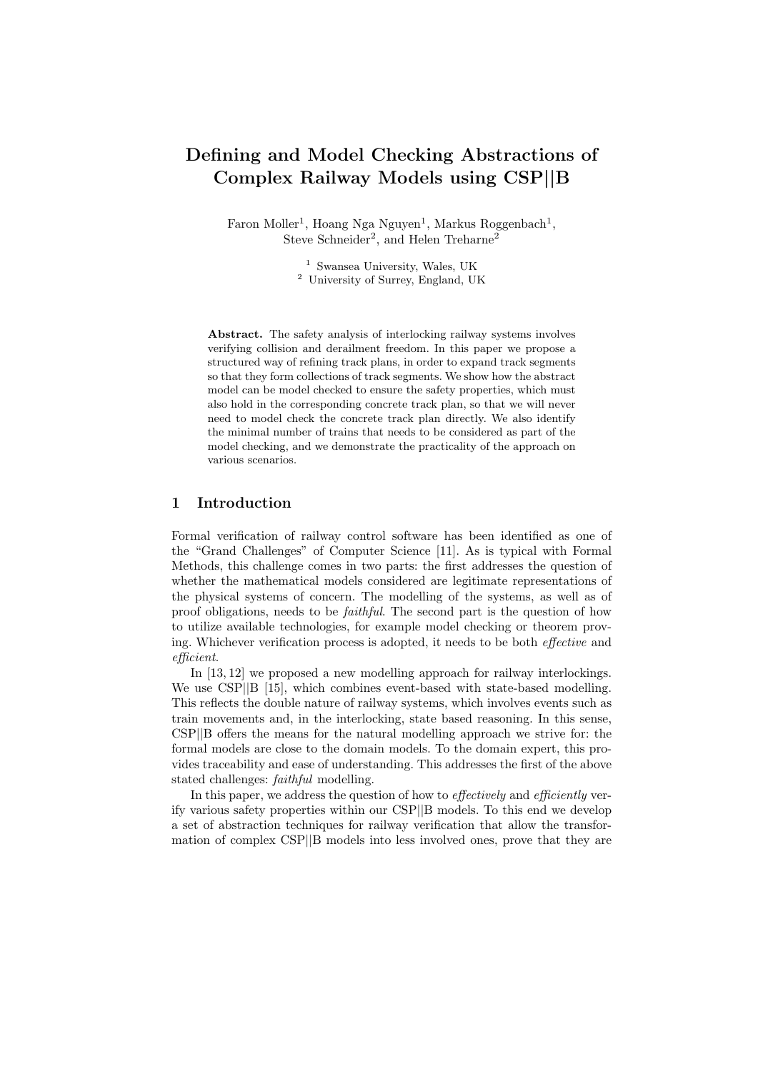# Defining and Model Checking Abstractions of Complex Railway Models using CSP||B

Faron Moller[1], Hoang Nga Nguyen[1], Markus Roggenbach[1], Steve Schneider[2], and Helen Treharne[2]

[1] Swansea University, Wales, UK
[2] University of Surrey, England, UK

**Abstract.** The safety analysis of interlocking railway systems involves verifying collision and derailment freedom. In this paper we propose a structured way of refining track plans, in order to expand track segments so that they form collections of track segments. We show how the abstract model can be model checked to ensure the safety properties, which must also hold in the corresponding concrete track plan, so that we will never need to model check the concrete track plan directly. We also identify the minimal number of trains that needs to be considered as part of the model checking, and we demonstrate the practicality of the approach on various scenarios.

## 1 Introduction

Formal verification of railway control software has been identified as one of the "Grand Challenges" of Computer Science [11]. As is typical with Formal Methods, this challenge comes in two parts: the first addresses the question of whether the mathematical models considered are legitimate representations of the physical systems of concern. The modelling of the systems, as well as of proof obligations, needs to be *faithful*. The second part is the question of how to utilize available technologies, for example model checking or theorem proving. Whichever verification process is adopted, it needs to be both *effective* and *efficient*.

In [13, 12] we proposed a new modelling approach for railway interlockings. We use CSP||B [15], which combines event-based with state-based modelling. This reflects the double nature of railway systems, which involves events such as train movements and, in the interlocking, state based reasoning. In this sense, CSP||B offers the means for the natural modelling approach we strive for: the formal models are close to the domain models. To the domain expert, this provides traceability and ease of understanding. This addresses the first of the above stated challenges: *faithful* modelling.

In this paper, we address the question of how to *effectively* and *efficiently* verify various safety properties within our CSP||B models. To this end we develop a set of abstraction techniques for railway verification that allow the transformation of complex CSP||B models into less involved ones, prove that they are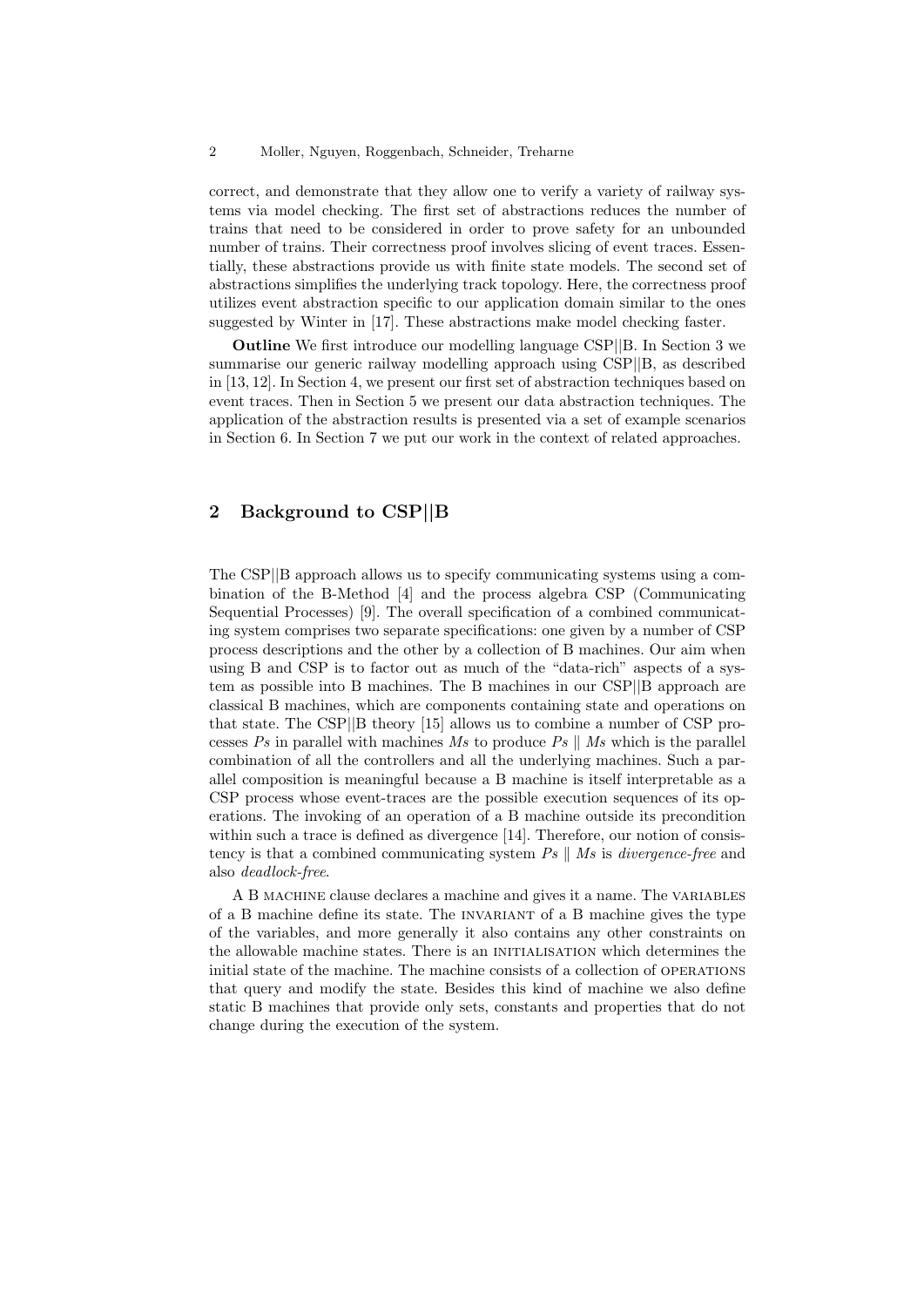correct, and demonstrate that they allow one to verify a variety of railway systems via model checking. The first set of abstractions reduces the number of trains that need to be considered in order to prove safety for an unbounded number of trains. Their correctness proof involves slicing of event traces. Essentially, these abstractions provide us with finite state models. The second set of abstractions simplifies the underlying track topology. Here, the correctness proof utilizes event abstraction specific to our application domain similar to the ones suggested by Winter in [17]. These abstractions make model checking faster.

**Outline** We first introduce our modelling language CSP||B. In Section 3 we summarise our generic railway modelling approach using CSP||B, as described in [13, 12]. In Section 4, we present our first set of abstraction techniques based on event traces. Then in Section 5 we present our data abstraction techniques. The application of the abstraction results is presented via a set of example scenarios in Section 6. In Section 7 we put our work in the context of related approaches.

## 2 Background to CSP||B

The CSP||B approach allows us to specify communicating systems using a combination of the B-Method [4] and the process algebra CSP (Communicating Sequential Processes) [9]. The overall specification of a combined communicating system comprises two separate specifications: one given by a number of CSP process descriptions and the other by a collection of B machines. Our aim when using B and CSP is to factor out as much of the "data-rich" aspects of a system as possible into B machines. The B machines in our CSP||B approach are classical B machines, which are components containing state and operations on that state. The CSP||B theory [15] allows us to combine a number of CSP processes *Ps* in parallel with machines *Ms* to produce $Ps \parallel Ms$ which is the parallel combination of all the controllers and all the underlying machines. Such a parallel composition is meaningful because a B machine is itself interpretable as a CSP process whose event-traces are the possible execution sequences of its operations. The invoking of an operation of a B machine outside its precondition within such a trace is defined as divergence [14]. Therefore, our notion of consistency is that a combined communicating system $Ps \parallel Ms$ is *divergence-free* and also *deadlock-free*.

A B MACHINE clause declares a machine and gives it a name. The VARIABLES of a B machine define its state. The INVARIANT of a B machine gives the type of the variables, and more generally it also contains any other constraints on the allowable machine states. There is an INITIALISATION which determines the initial state of the machine. The machine consists of a collection of OPERATIONS that query and modify the state. Besides this kind of machine we also define static B machines that provide only sets, constants and properties that do not change during the execution of the system.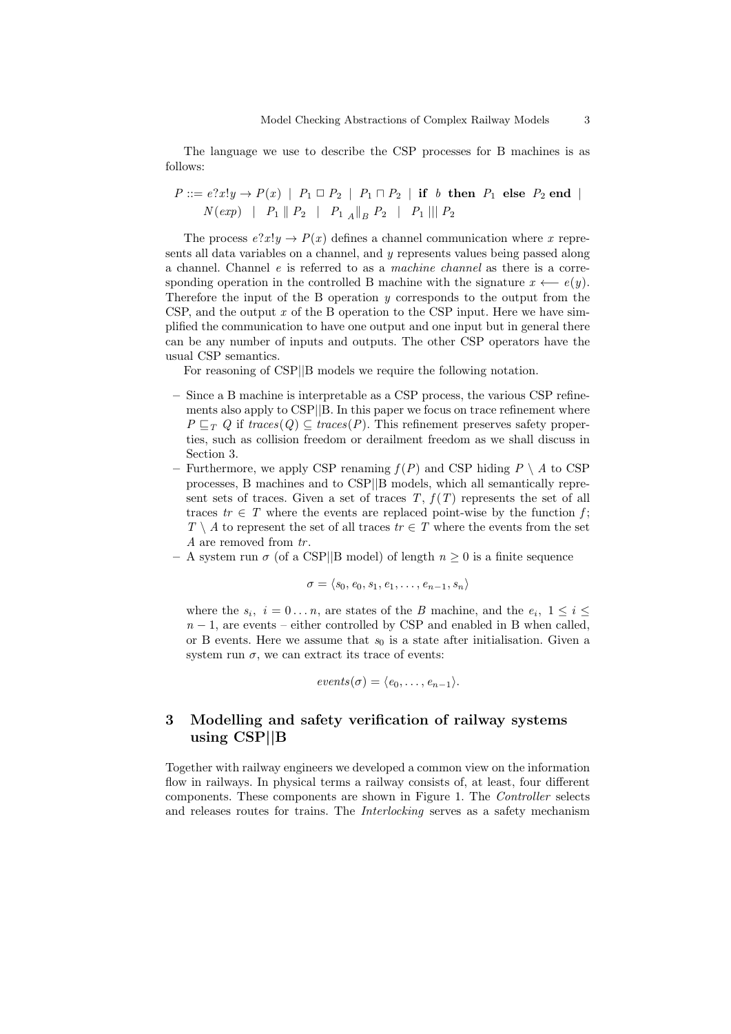The language we use to describe the CSP processes for B machines is as follows:

$$P ::= e?x!y \rightarrow P(x) \;\mid\; P_1 \,\Box\, P_2 \;\mid\; P_1 \sqcap P_2 \;\mid\; \textbf{if } \; b \; \textbf{ then } \; P_1 \; \textbf{ else } \; P_2 \; \textbf{end} \;\mid$$
$$N(exp) \;\mid\; P_1 \parallel P_2 \;\mid\; P_1 \;{}_A\|_B\; P_2 \;\mid\; P_1 \;|||\; P_2$$

The process $e?x!y \rightarrow P(x)$ defines a channel communication where $x$ represents all data variables on a channel, and $y$ represents values being passed along a channel. Channel $e$ is referred to as a *machine channel* as there is a corresponding operation in the controlled B machine with the signature $x \longleftarrow e(y)$. Therefore the input of the B operation $y$ corresponds to the output from the CSP, and the output $x$ of the B operation to the CSP input. Here we have simplified the communication to have one output and one input but in general there can be any number of inputs and outputs. The other CSP operators have the usual CSP semantics.

For reasoning of CSP||B models we require the following notation.

- Since a B machine is interpretable as a CSP process, the various CSP refinements also apply to CSP||B. In this paper we focus on trace refinement where $P \sqsubseteq_T Q$ if $traces(Q) \subseteq traces(P)$. This refinement preserves safety properties, such as collision freedom or derailment freedom as we shall discuss in Section 3.
- Furthermore, we apply CSP renaming $f(P)$ and CSP hiding $P \setminus A$ to CSP processes, B machines and to CSP||B models, which all semantically represent sets of traces. Given a set of traces $T$, $f(T)$ represents the set of all traces $tr \in T$ where the events are replaced point-wise by the function $f$; $T \setminus A$ to represent the set of all traces $tr \in T$ where the events from the set $A$ are removed from $tr$.
- A system run $\sigma$ (of a CSP||B model) of length $n \geq 0$ is a finite sequence

$$\sigma = \langle s_0, e_0, s_1, e_1, \ldots, e_{n-1}, s_n \rangle$$

where the $s_i$, $i = 0 \ldots n$, are states of the $B$ machine, and the $e_i$, $1 \leq i \leq n-1$, are events – either controlled by CSP and enabled in B when called, or B events. Here we assume that $s_0$ is a state after initialisation. Given a system run $\sigma$, we can extract its trace of events:

$$events(\sigma) = \langle e_0, \ldots, e_{n-1} \rangle.$$

## 3 Modelling and safety verification of railway systems using CSP||B

Together with railway engineers we developed a common view on the information flow in railways. In physical terms a railway consists of, at least, four different components. These components are shown in Figure 1. The *Controller* selects and releases routes for trains. The *Interlocking* serves as a safety mechanism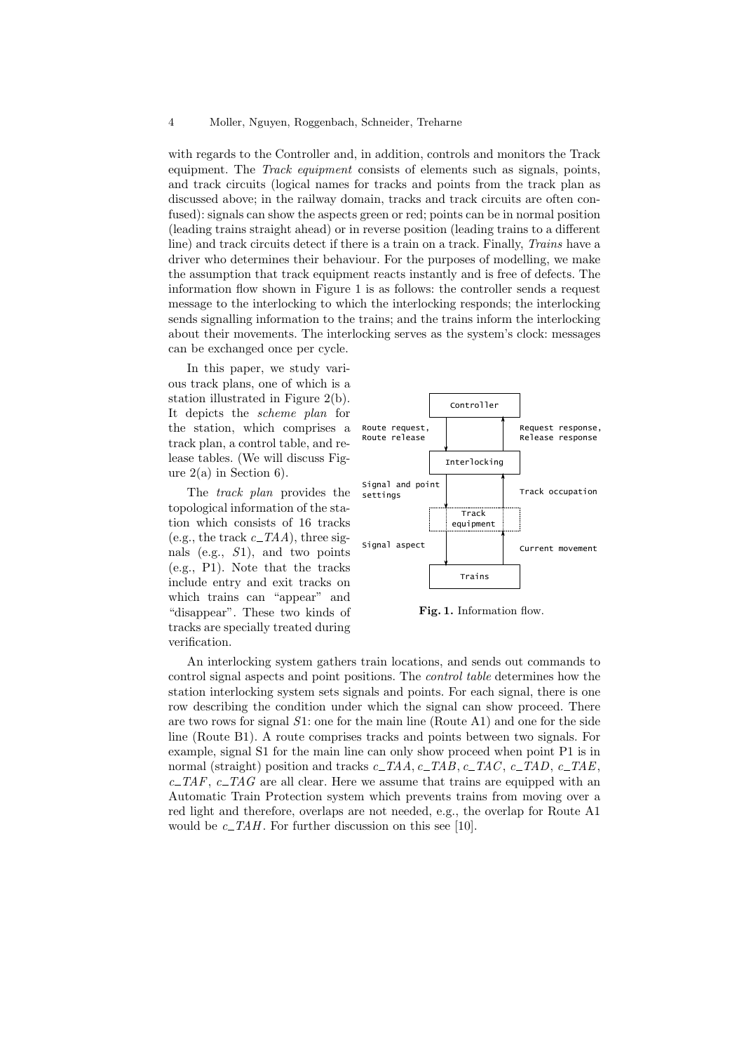with regards to the Controller and, in addition, controls and monitors the Track equipment. The *Track equipment* consists of elements such as signals, points, and track circuits (logical names for tracks and points from the track plan as discussed above; in the railway domain, tracks and track circuits are often confused): signals can show the aspects green or red; points can be in normal position (leading trains straight ahead) or in reverse position (leading trains to a different line) and track circuits detect if there is a train on a track. Finally, *Trains* have a driver who determines their behaviour. For the purposes of modelling, we make the assumption that track equipment reacts instantly and is free of defects. The information flow shown in Figure 1 is as follows: the controller sends a request message to the interlocking to which the interlocking responds; the interlocking sends signalling information to the trains; and the trains inform the interlocking about their movements. The interlocking serves as the system's clock: messages can be exchanged once per cycle.

In this paper, we study various track plans, one of which is a station illustrated in Figure 2(b). It depicts the *scheme plan* for the station, which comprises a track plan, a control table, and release tables. (We will discuss Figure 2(a) in Section 6).

The *track plan* provides the topological information of the station which consists of 16 tracks (e.g., the track $c\_TAA$), three signals (e.g., $S1$), and two points (e.g., P1). Note that the tracks include entry and exit tracks on which trains can "appear" and "disappear". These two kinds of tracks are specially treated during verification.

Controller

Route request, Route release

Request response, Release response

Interlocking

Signal and point settings

Track occupation

Track equipment

Signal aspect

Current movement

Trains

**Fig. 1.** Information flow.

An interlocking system gathers train locations, and sends out commands to control signal aspects and point positions. The *control table* determines how the station interlocking system sets signals and points. For each signal, there is one row describing the condition under which the signal can show proceed. There are two rows for signal $S1$: one for the main line (Route A1) and one for the side line (Route B1). A route comprises tracks and points between two signals. For example, signal S1 for the main line can only show proceed when point P1 is in normal (straight) position and tracks $c\_TAA$, $c\_TAB$, $c\_TAC$, $c\_TAD$, $c\_TAE$, $c\_TAF$, $c\_TAG$ are all clear. Here we assume that trains are equipped with an Automatic Train Protection system which prevents trains from moving over a red light and therefore, overlaps are not needed, e.g., the overlap for Route A1 would be $c\_TAH$. For further discussion on this see [10].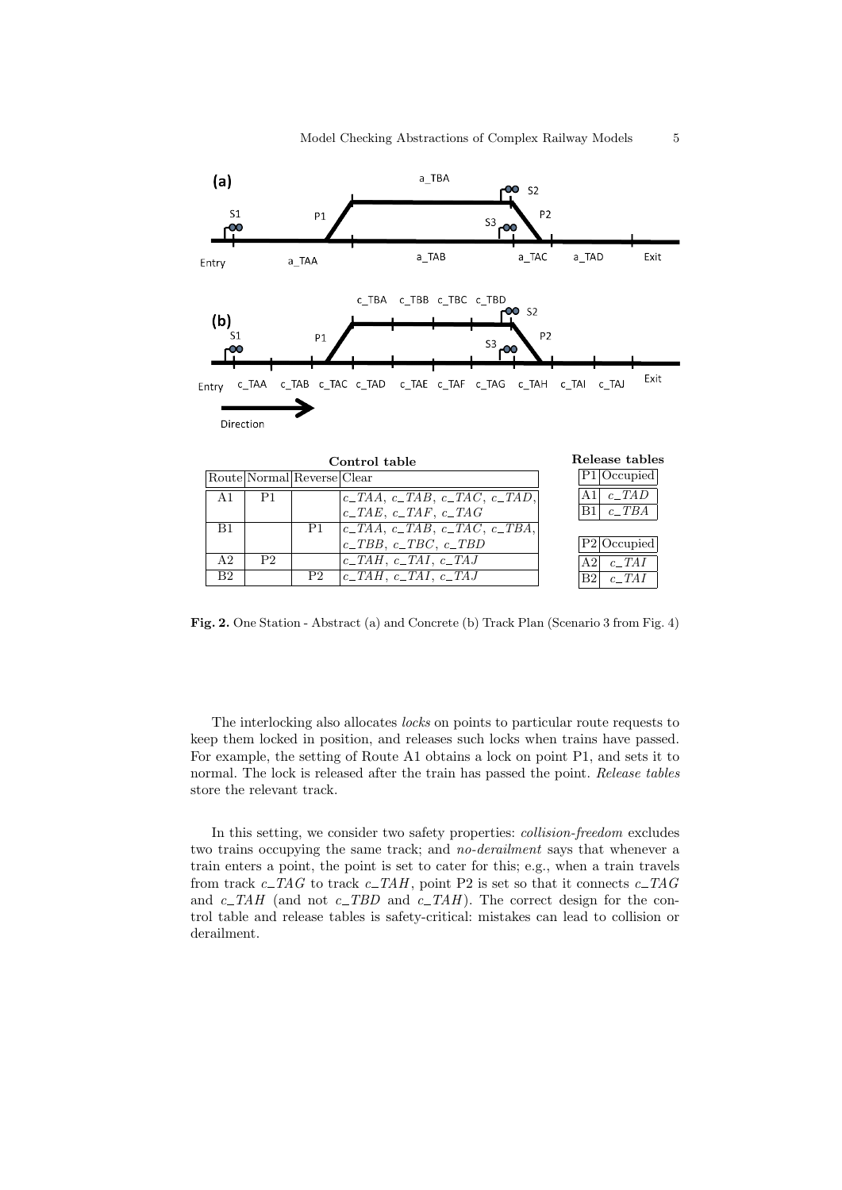**Control table**

| Route | Normal | Reverse | Clear |
|---|---|---|---|
| A1 | P1 | | $c\_TAA$, $c\_TAB$, $c\_TAC$, $c\_TAD$, $c\_TAE$, $c\_TAF$, $c\_TAG$ |
| B1 | | P1 | $c\_TAA$, $c\_TAB$, $c\_TAC$, $c\_TBA$, $c\_TBB$, $c\_TBC$, $c\_TBD$ |
| A2 | P2 | | $c\_TAH$, $c\_TAI$, $c\_TAJ$ |
| B2 | | P2 | $c\_TAH$, $c\_TAI$, $c\_TAJ$ |

**Release tables**

| P1 | Occupied |
|---|---|
| A1 | $c\_TAD$ |
| B1 | $c\_TBA$ |

| P2 | Occupied |
|---|---|
| A2 | $c\_TAI$ |
| B2 | $c\_TAI$ |

**Fig. 2.** One Station - Abstract (a) and Concrete (b) Track Plan (Scenario 3 from Fig. 4)

The interlocking also allocates *locks* on points to particular route requests to keep them locked in position, and releases such locks when trains have passed. For example, the setting of Route A1 obtains a lock on point P1, and sets it to normal. The lock is released after the train has passed the point. *Release tables* store the relevant track.

In this setting, we consider two safety properties: *collision-freedom* excludes two trains occupying the same track; and *no-derailment* says that whenever a train enters a point, the point is set to cater for this; e.g., when a train travels from track $c\_TAG$ to track $c\_TAH$, point P2 is set so that it connects $c\_TAG$ and $c\_TAH$ (and not $c\_TBD$ and $c\_TAH$). The correct design for the control table and release tables is safety-critical: mistakes can lead to collision or derailment.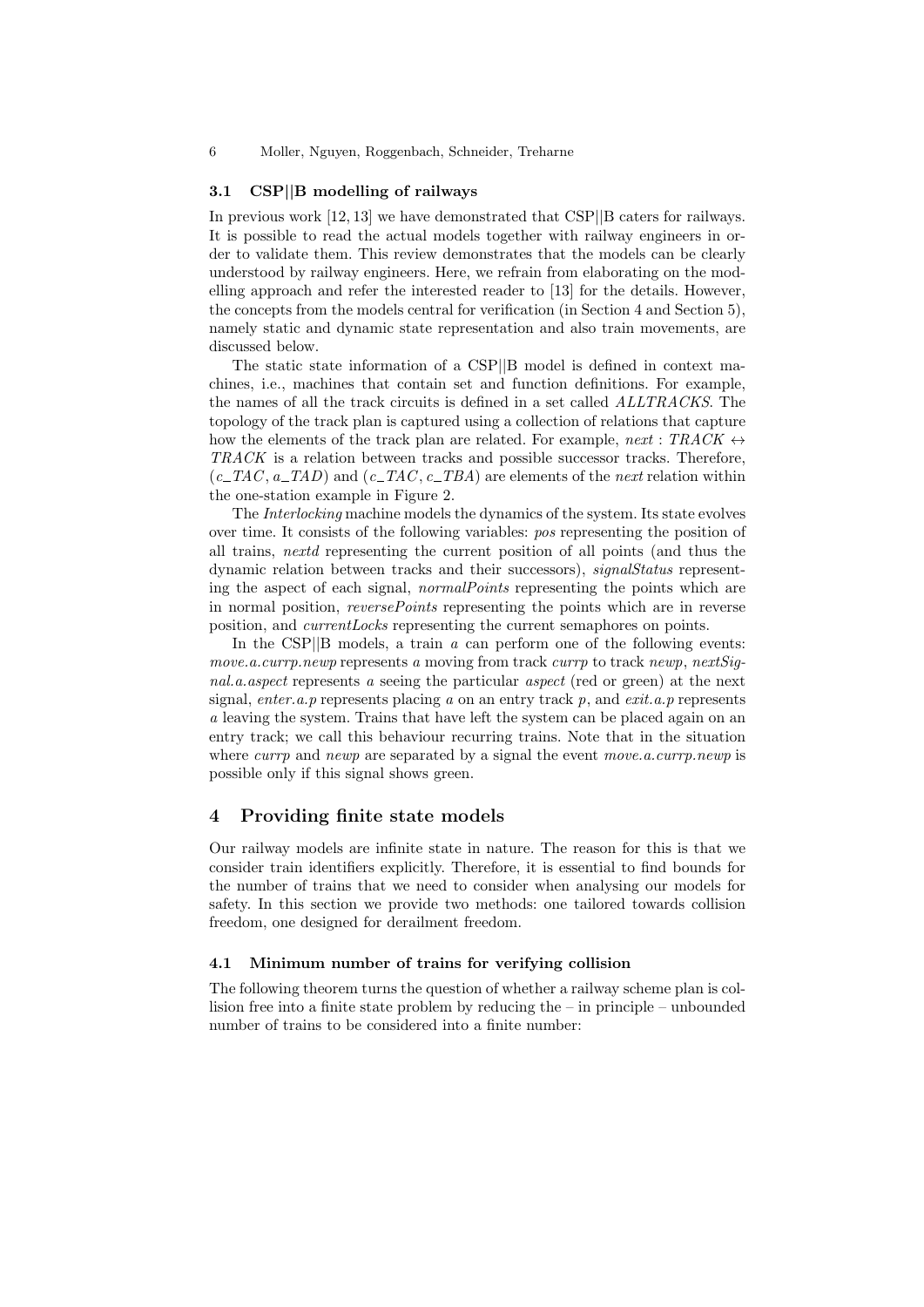### 3.1 CSP||B modelling of railways

In previous work [12, 13] we have demonstrated that CSP||B caters for railways. It is possible to read the actual models together with railway engineers in order to validate them. This review demonstrates that the models can be clearly understood by railway engineers. Here, we refrain from elaborating on the modelling approach and refer the interested reader to [13] for the details. However, the concepts from the models central for verification (in Section 4 and Section 5), namely static and dynamic state representation and also train movements, are discussed below.

The static state information of a CSP||B model is defined in context machines, i.e., machines that contain set and function definitions. For example, the names of all the track circuits is defined in a set called *ALLTRACKS*. The topology of the track plan is captured using a collection of relations that capture how the elements of the track plan are related. For example, $next : TRACK \leftrightarrow TRACK$ is a relation between tracks and possible successor tracks. Therefore, $(c\_TAC, a\_TAD)$ and $(c\_TAC, c\_TBA)$ are elements of the *next* relation within the one-station example in Figure 2.

The *Interlocking* machine models the dynamics of the system. Its state evolves over time. It consists of the following variables: *pos* representing the position of all trains, *nextd* representing the current position of all points (and thus the dynamic relation between tracks and their successors), *signalStatus* representing the aspect of each signal, *normalPoints* representing the points which are in normal position, *reversePoints* representing the points which are in reverse position, and *currentLocks* representing the current semaphores on points.

In the CSP||B models, a train *a* can perform one of the following events: *move.a.currp.newp* represents *a* moving from track *currp* to track *newp*, *nextSignal.a.aspect* represents *a* seeing the particular *aspect* (red or green) at the next signal, *enter.a.p* represents placing *a* on an entry track *p*, and *exit.a.p* represents *a* leaving the system. Trains that have left the system can be placed again on an entry track; we call this behaviour recurring trains. Note that in the situation where *currp* and *newp* are separated by a signal the event *move.a.currp.newp* is possible only if this signal shows green.

## 4 Providing finite state models

Our railway models are infinite state in nature. The reason for this is that we consider train identifiers explicitly. Therefore, it is essential to find bounds for the number of trains that we need to consider when analysing our models for safety. In this section we provide two methods: one tailored towards collision freedom, one designed for derailment freedom.

### 4.1 Minimum number of trains for verifying collision

The following theorem turns the question of whether a railway scheme plan is collision free into a finite state problem by reducing the – in principle – unbounded number of trains to be considered into a finite number: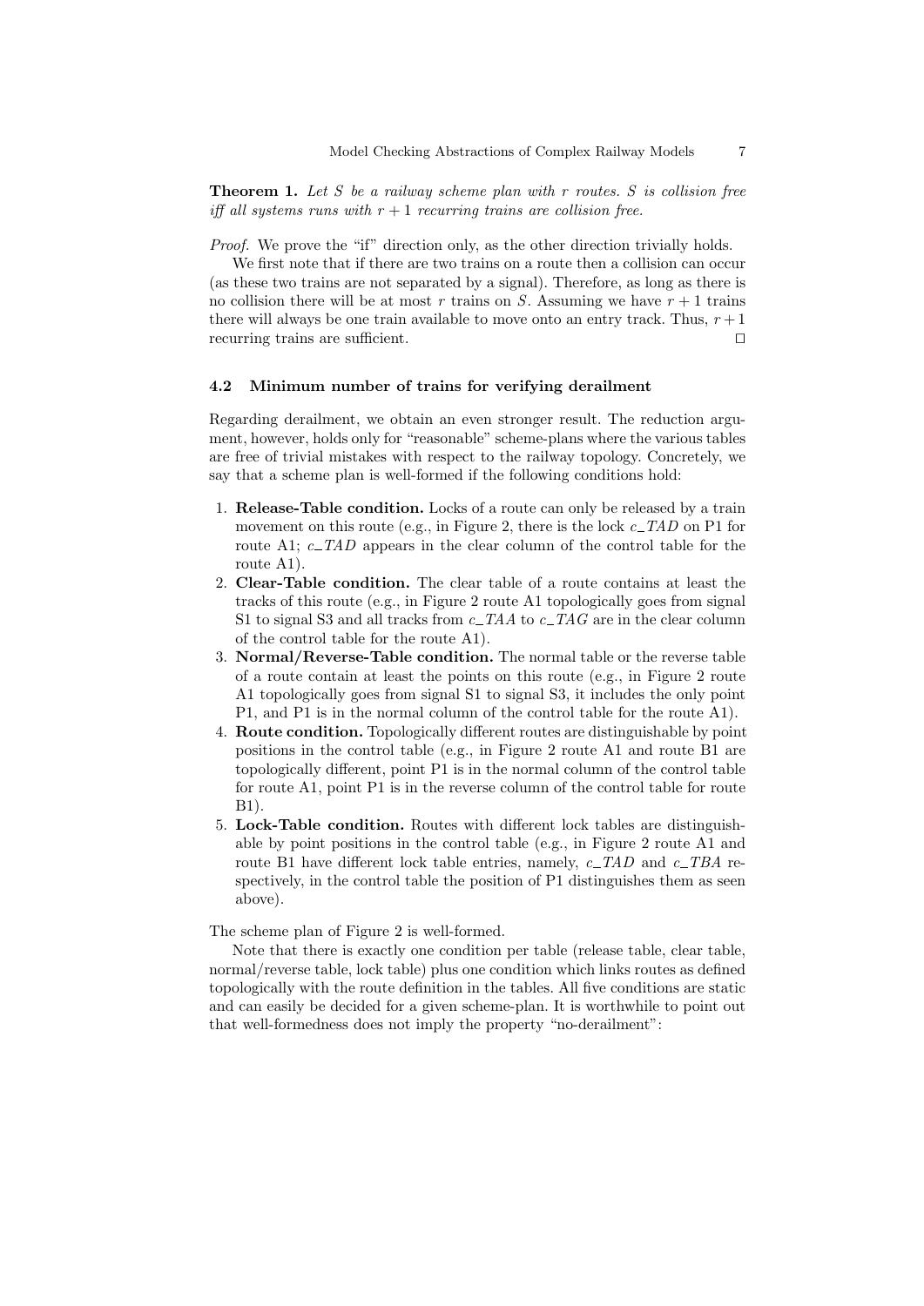**Theorem 1.** *Let $S$ be a railway scheme plan with $r$ routes. $S$ is collision free iff all systems runs with $r + 1$ recurring trains are collision free.*

*Proof.* We prove the "if" direction only, as the other direction trivially holds.

We first note that if there are two trains on a route then a collision can occur (as these two trains are not separated by a signal). Therefore, as long as there is no collision there will be at most $r$ trains on $S$. Assuming we have $r + 1$ trains there will always be one train available to move onto an entry track. Thus, $r + 1$ recurring trains are sufficient. ⊓⊔

### 4.2 Minimum number of trains for verifying derailment

Regarding derailment, we obtain an even stronger result. The reduction argument, however, holds only for "reasonable" scheme-plans where the various tables are free of trivial mistakes with respect to the railway topology. Concretely, we say that a scheme plan is well-formed if the following conditions hold:

1. **Release-Table condition.** Locks of a route can only be released by a train movement on this route (e.g., in Figure 2, there is the lock $c\_TAD$ on P1 for route A1; $c\_TAD$ appears in the clear column of the control table for the route A1).
2. **Clear-Table condition.** The clear table of a route contains at least the tracks of this route (e.g., in Figure 2 route A1 topologically goes from signal S1 to signal S3 and all tracks from $c\_TAA$ to $c\_TAG$ are in the clear column of the control table for the route A1).
3. **Normal/Reverse-Table condition.** The normal table or the reverse table of a route contain at least the points on this route (e.g., in Figure 2 route A1 topologically goes from signal S1 to signal S3, it includes the only point P1, and P1 is in the normal column of the control table for the route A1).
4. **Route condition.** Topologically different routes are distinguishable by point positions in the control table (e.g., in Figure 2 route A1 and route B1 are topologically different, point P1 is in the normal column of the control table for route A1, point P1 is in the reverse column of the control table for route B1).
5. **Lock-Table condition.** Routes with different lock tables are distinguishable by point positions in the control table (e.g., in Figure 2 route A1 and route B1 have different lock table entries, namely, $c\_TAD$ and $c\_TBA$ respectively, in the control table the position of P1 distinguishes them as seen above).

The scheme plan of Figure 2 is well-formed.

Note that there is exactly one condition per table (release table, clear table, normal/reverse table, lock table) plus one condition which links routes as defined topologically with the route definition in the tables. All five conditions are static and can easily be decided for a given scheme-plan. It is worthwhile to point out that well-formedness does not imply the property "no-derailment":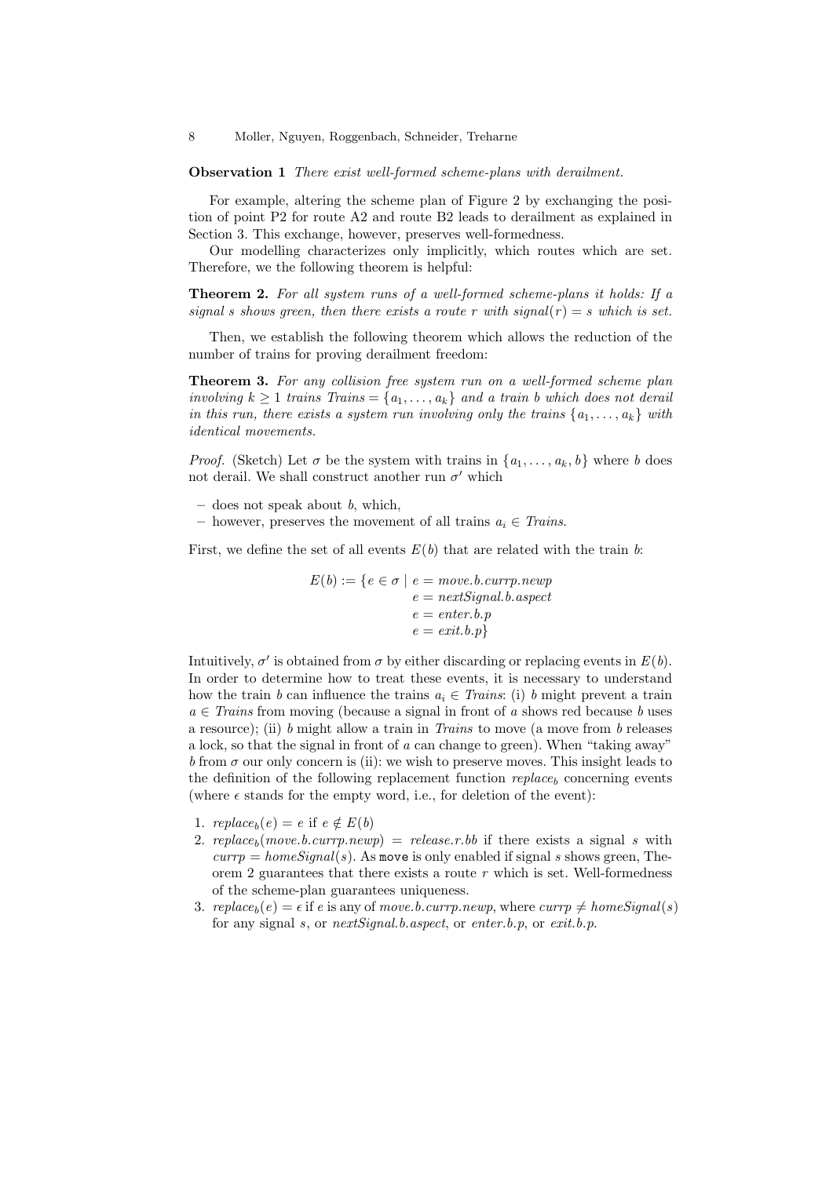**Observation 1** *There exist well-formed scheme-plans with derailment.*

For example, altering the scheme plan of Figure 2 by exchanging the position of point P2 for route A2 and route B2 leads to derailment as explained in Section 3. This exchange, however, preserves well-formedness.

Our modelling characterizes only implicitly, which routes which are set. Therefore, we the following theorem is helpful:

**Theorem 2.** *For all system runs of a well-formed scheme-plans it holds: If a signal s shows green, then there exists a route r with signal(r) = s which is set.*

Then, we establish the following theorem which allows the reduction of the number of trains for proving derailment freedom:

**Theorem 3.** *For any collision free system run on a well-formed scheme plan involving $k \geq 1$ trains $Trains = \{a_1, \ldots, a_k\}$ and a train b which does not derail in this run, there exists a system run involving only the trains $\{a_1, \ldots, a_k\}$ with identical movements.*

*Proof.* (Sketch) Let $\sigma$ be the system with trains in $\{a_1, \ldots, a_k, b\}$ where $b$ does not derail. We shall construct another run $\sigma'$ which

- does not speak about $b$, which,
- however, preserves the movement of all trains $a_i \in Trains$.

First, we define the set of all events $E(b)$ that are related with the train $b$:

$$E(b) := \{e \in \sigma \mid \begin{array}{l} e = move.b.currp.newp \\ e = nextSignal.b.aspect \\ e = enter.b.p \\ e = exit.b.p\} \end{array}$$

Intuitively, $\sigma'$ is obtained from $\sigma$ by either discarding or replacing events in $E(b)$. In order to determine how to treat these events, it is necessary to understand how the train $b$ can influence the trains $a_i \in Trains$: (i) $b$ might prevent a train $a \in Trains$ from moving (because a signal in front of $a$ shows red because $b$ uses a resource); (ii) $b$ might allow a train in $Trains$ to move (a move from $b$ releases a lock, so that the signal in front of $a$ can change to green). When "taking away" $b$ from $\sigma$ our only concern is (ii): we wish to preserve moves. This insight leads to the definition of the following replacement function $replace_b$ concerning events (where $\epsilon$ stands for the empty word, i.e., for deletion of the event):

1. $replace_b(e) = e$ if $e \notin E(b)$
2. $replace_b(move.b.currp.newp) = release.r.bb$ if there exists a signal $s$ with $currp = homeSignal(s)$. As `move` is only enabled if signal $s$ shows green, Theorem 2 guarantees that there exists a route $r$ which is set. Well-formedness of the scheme-plan guarantees uniqueness.
3. $replace_b(e) = \epsilon$ if $e$ is any of $move.b.currp.newp$, where $currp \neq homeSignal(s)$ for any signal $s$, or $nextSignal.b.aspect$, or $enter.b.p$, or $exit.b.p$.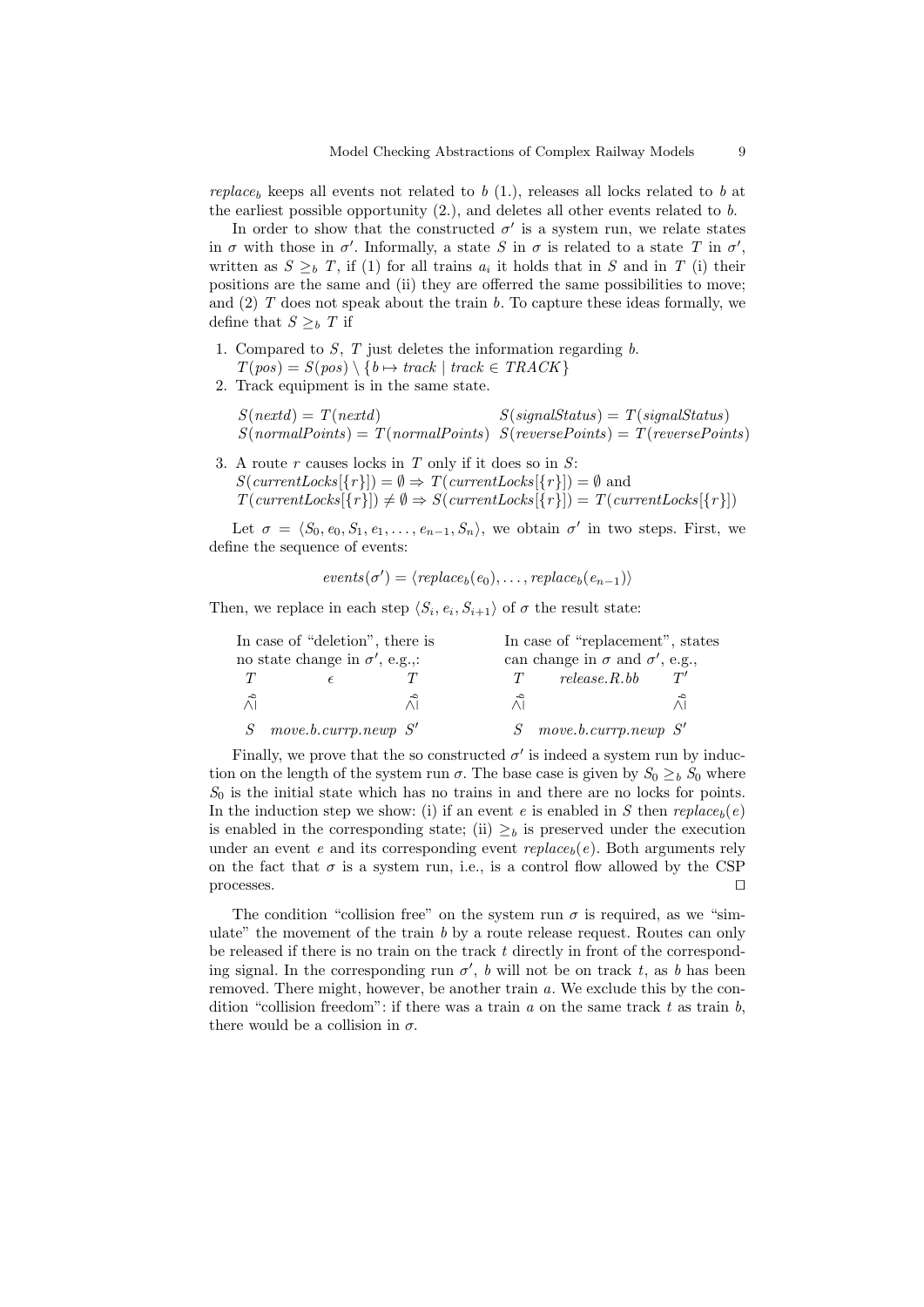$replace_b$ keeps all events not related to $b$ (1.), releases all locks related to $b$ at the earliest possible opportunity (2.), and deletes all other events related to $b$.

In order to show that the constructed $\sigma'$ is a system run, we relate states in $\sigma$ with those in $\sigma'$. Informally, a state $S$ in $\sigma$ is related to a state $T$ in $\sigma'$, written as $S \geq_b T$, if (1) for all trains $a_i$ it holds that in $S$ and in $T$ (i) their positions are the same and (ii) they are offerred the same possibilities to move; and (2) $T$ does not speak about the train $b$. To capture these ideas formally, we define that $S \geq_b T$ if

1. Compared to $S$, $T$ just deletes the information regarding $b$.
   $T(pos) = S(pos) \setminus \{b \mapsto track \mid track \in TRACK\}$
2. Track equipment is in the same state.

   $S(nextd) = T(nextd)$ $\quad$ $S(signalStatus) = T(signalStatus)$
   $S(normalPoints) = T(normalPoints)$ $\quad$ $S(reversePoints) = T(reversePoints)$

3. A route $r$ causes locks in $T$ only if it does so in $S$:
   $S(currentLocks[\{r\}]) = \emptyset \Rightarrow T(currentLocks[\{r\}]) = \emptyset$ and
   $T(currentLocks[\{r\}]) \neq \emptyset \Rightarrow S(currentLocks[\{r\}]) = T(currentLocks[\{r\}])$

Let $\sigma = \langle S_0, e_0, S_1, e_1, \ldots, e_{n-1}, S_n\rangle$, we obtain $\sigma'$ in two steps. First, we define the sequence of events:

$$events(\sigma') = \langle replace_b(e_0), \ldots, replace_b(e_{n-1})\rangle$$

Then, we replace in each step $\langle S_i, e_i, S_{i+1}\rangle$ of $\sigma$ the result state:

In case of "deletion", there is no state change in $\sigma'$, e.g.,:

$$\begin{array}{ccc} T & \epsilon & T \\ \widehat{\wedge\mid} & & \widehat{\wedge\mid} \\ S & move.b.currp.newp & S' \end{array}$$

In case of "replacement", states can change in $\sigma$ and $\sigma'$, e.g.,

$$\begin{array}{ccc} T & release.R.bb & T' \\ \widehat{\wedge\mid} & & \widehat{\wedge\mid} \\ S & move.b.currp.newp & S' \end{array}$$

Finally, we prove that the so constructed $\sigma'$ is indeed a system run by induction on the length of the system run $\sigma$. The base case is given by $S_0 \geq_b S_0$ where $S_0$ is the initial state which has no trains in and there are no locks for points. In the induction step we show: (i) if an event $e$ is enabled in $S$ then $replace_b(e)$ is enabled in the corresponding state; (ii) $\geq_b$ is preserved under the execution under an event $e$ and its corresponding event $replace_b(e)$. Both arguments rely on the fact that $\sigma$ is a system run, i.e., is a control flow allowed by the CSP processes. $\square$

The condition "collision free" on the system run $\sigma$ is required, as we "simulate" the movement of the train $b$ by a route release request. Routes can only be released if there is no train on the track $t$ directly in front of the corresponding signal. In the corresponding run $\sigma'$, $b$ will not be on track $t$, as $b$ has been removed. There might, however, be another train $a$. We exclude this by the condition "collision freedom": if there was a train $a$ on the same track $t$ as train $b$, there would be a collision in $\sigma$.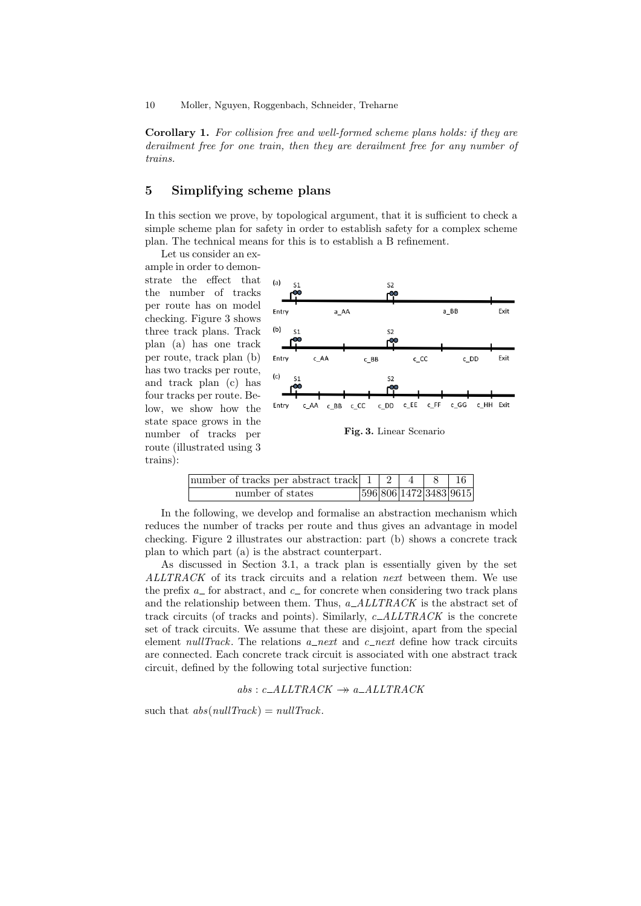**Corollary 1.** *For collision free and well-formed scheme plans holds: if they are derailment free for one train, then they are derailment free for any number of trains.*

## 5 Simplifying scheme plans

In this section we prove, by topological argument, that it is sufficient to check a simple scheme plan for safety in order to establish safety for a complex scheme plan. The technical means for this is to establish a B refinement.

Let us consider an example in order to demonstrate the effect that the number of tracks per route has on model checking. Figure 3 shows three track plans. Track plan (a) has one track per route, track plan (b) has two tracks per route, and track plan (c) has four tracks per route. Below, we show how the state space grows in the number of tracks per route (illustrated using 3 trains):

**Fig. 3.** Linear Scenario

| number of tracks per abstract track | 1 | 2 | 4 | 8 | 16 |
|---|---|---|---|---|---|
| number of states | 596 | 806 | 1472 | 3483 | 9615 |

In the following, we develop and formalise an abstraction mechanism which reduces the number of tracks per route and thus gives an advantage in model checking. Figure 2 illustrates our abstraction: part (b) shows a concrete track plan to which part (a) is the abstract counterpart.

As discussed in Section 3.1, a track plan is essentially given by the set *ALLTRACK* of its track circuits and a relation *next* between them. We use the prefix *a_* for abstract, and *c_* for concrete when considering two track plans and the relationship between them. Thus, *a_ALLTRACK* is the abstract set of track circuits (of tracks and points). Similarly, *c_ALLTRACK* is the concrete set of track circuits. We assume that these are disjoint, apart from the special element *nullTrack*. The relations *a_next* and *c_next* define how track circuits are connected. Each concrete track circuit is associated with one abstract track circuit, defined by the following total surjective function:

$$abs : c\_ALLTRACK \twoheadrightarrow a\_ALLTRACK$$

such that $abs(nullTrack) = nullTrack$.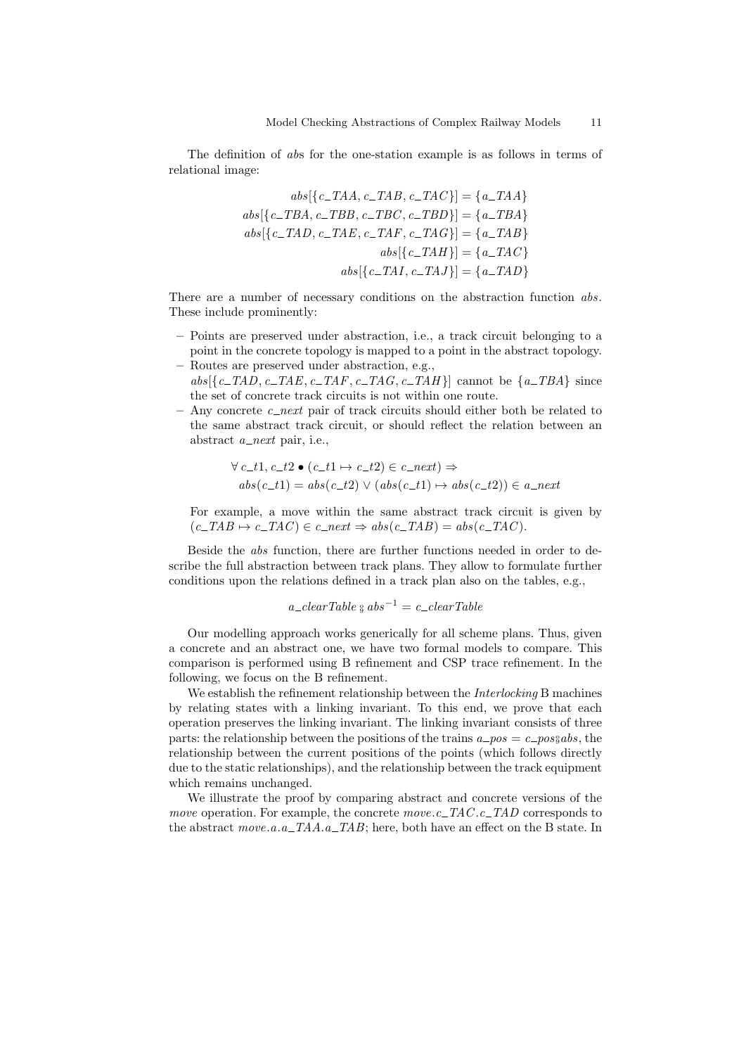The definition of $abs$ for the one-station example is as follows in terms of relational image:

$$
\begin{aligned}
abs[\{c\_TAA, c\_TAB, c\_TAC\}] &= \{a\_TAA\} \\
abs[\{c\_TBA, c\_TBB, c\_TBC, c\_TBD\}] &= \{a\_TBA\} \\
abs[\{c\_TAD, c\_TAE, c\_TAF, c\_TAG\}] &= \{a\_TAB\} \\
abs[\{c\_TAH\}] &= \{a\_TAC\} \\
abs[\{c\_TAI, c\_TAJ\}] &= \{a\_TAD\}
\end{aligned}
$$

There are a number of necessary conditions on the abstraction function $abs$. These include prominently:

- Points are preserved under abstraction, i.e., a track circuit belonging to a point in the concrete topology is mapped to a point in the abstract topology.
- Routes are preserved under abstraction, e.g., $abs[\{c\_TAD, c\_TAE, c\_TAF, c\_TAG, c\_TAH\}]$ cannot be $\{a\_TBA\}$ since the set of concrete track circuits is not within one route.
- Any concrete $c\_next$ pair of track circuits should either both be related to the same abstract track circuit, or should reflect the relation between an abstract $a\_next$ pair, i.e.,

$$
\begin{aligned}
&\forall\, c\_t1, c\_t2 \bullet (c\_t1 \mapsto c\_t2) \in c\_next) \Rightarrow \\
&\quad abs(c\_t1) = abs(c\_t2) \vee (abs(c\_t1) \mapsto abs(c\_t2)) \in a\_next
\end{aligned}
$$

  For example, a move within the same abstract track circuit is given by $(c\_TAB \mapsto c\_TAC) \in c\_next \Rightarrow abs(c\_TAB) = abs(c\_TAC)$.

Beside the $abs$ function, there are further functions needed in order to describe the full abstraction between track plans. They allow to formulate further conditions upon the relations defined in a track plan also on the tables, e.g.,

$$a\_clearTable \mathbin{;} abs^{-1} = c\_clearTable$$

Our modelling approach works generically for all scheme plans. Thus, given a concrete and an abstract one, we have two formal models to compare. This comparison is performed using B refinement and CSP trace refinement. In the following, we focus on the B refinement.

We establish the refinement relationship between the *Interlocking* B machines by relating states with a linking invariant. To this end, we prove that each operation preserves the linking invariant. The linking invariant consists of three parts: the relationship between the positions of the trains $a\_pos = c\_pos \mathbin{;} abs$, the relationship between the current positions of the points (which follows directly due to the static relationships), and the relationship between the track equipment which remains unchanged.

We illustrate the proof by comparing abstract and concrete versions of the *move* operation. For example, the concrete $move.c\_TAC.c\_TAD$ corresponds to the abstract $move.a.a\_TAA.a\_TAB$; here, both have an effect on the B state. In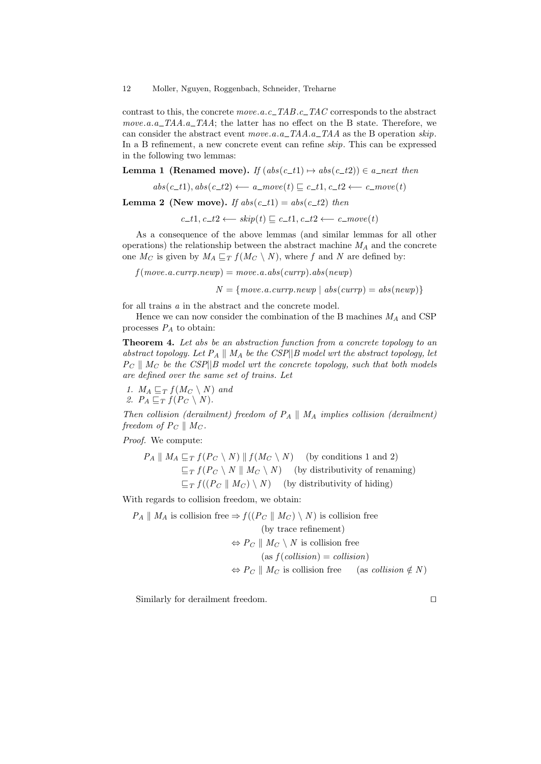contrast to this, the concrete $move.a.c\_TAB.c\_TAC$ corresponds to the abstract $move.a.a\_TAA.a\_TAA$; the latter has no effect on the B state. Therefore, we can consider the abstract event $move.a.a\_TAA.a\_TAA$ as the B operation *skip*. In a B refinement, a new concrete event can refine *skip*. This can be expressed in the following two lemmas:

**Lemma 1 (Renamed move).** *If* $(abs(c\_t1) \mapsto abs(c\_t2)) \in a\_next$ *then*

$$abs(c\_t1), abs(c\_t2) \longleftarrow a\_move(t) \sqsubseteq c\_t1, c\_t2 \longleftarrow c\_move(t)$$

**Lemma 2 (New move).** *If* $abs(c\_t1) = abs(c\_t2)$ *then*

$$c\_t1, c\_t2 \longleftarrow skip(t) \sqsubseteq c\_t1, c\_t2 \longleftarrow c\_move(t)$$

As a consequence of the above lemmas (and similar lemmas for all other operations) the relationship between the abstract machine $M_A$ and the concrete one $M_C$ is given by $M_A \sqsubseteq_T f(M_C \setminus N)$, where $f$ and $N$ are defined by:

$$f(move.a.currp.newp) = move.a.abs(currp).abs(newp)$$

$$N = \{move.a.currp.newp \mid abs(currp) = abs(newp)\}$$

for all trains $a$ in the abstract and the concrete model.

Hence we can now consider the combination of the B machines $M_A$ and CSP processes $P_A$ to obtain:

**Theorem 4.** *Let abs be an abstraction function from a concrete topology to an abstract topology. Let $P_A \parallel M_A$ be the CSP||B model wrt the abstract topology, let $P_C \parallel M_C$ be the CSP||B model wrt the concrete topology, such that both models are defined over the same set of trains. Let*

1. $M_A \sqsubseteq_T f(M_C \setminus N)$ *and*
2. $P_A \sqsubseteq_T f(P_C \setminus N)$.

*Then collision (derailment) freedom of $P_A \parallel M_A$ implies collision (derailment) freedom of $P_C \parallel M_C$.*

*Proof.* We compute:

$$
\begin{aligned}
P_A \parallel M_A &\sqsubseteq_T f(P_C \setminus N) \parallel f(M_C \setminus N) \quad \text{(by conditions 1 and 2)}\\
&\sqsubseteq_T f(P_C \setminus N \parallel M_C \setminus N) \quad \text{(by distributivity of renaming)}\\
&\sqsubseteq_T f((P_C \parallel M_C) \setminus N) \quad \text{(by distributivity of hiding)}
\end{aligned}
$$

With regards to collision freedom, we obtain:

$$
\begin{aligned}
P_A \parallel M_A \text{ is collision free} &\Rightarrow f((P_C \parallel M_C) \setminus N) \text{ is collision free}\\
&\qquad \text{(by trace refinement)}\\
&\Leftrightarrow P_C \parallel M_C \setminus N \text{ is collision free}\\
&\qquad (\text{as } f(collision) = collision)\\
&\Leftrightarrow P_C \parallel M_C \text{ is collision free} \quad (\text{as } collision \notin N)
\end{aligned}
$$

Similarly for derailment freedom. □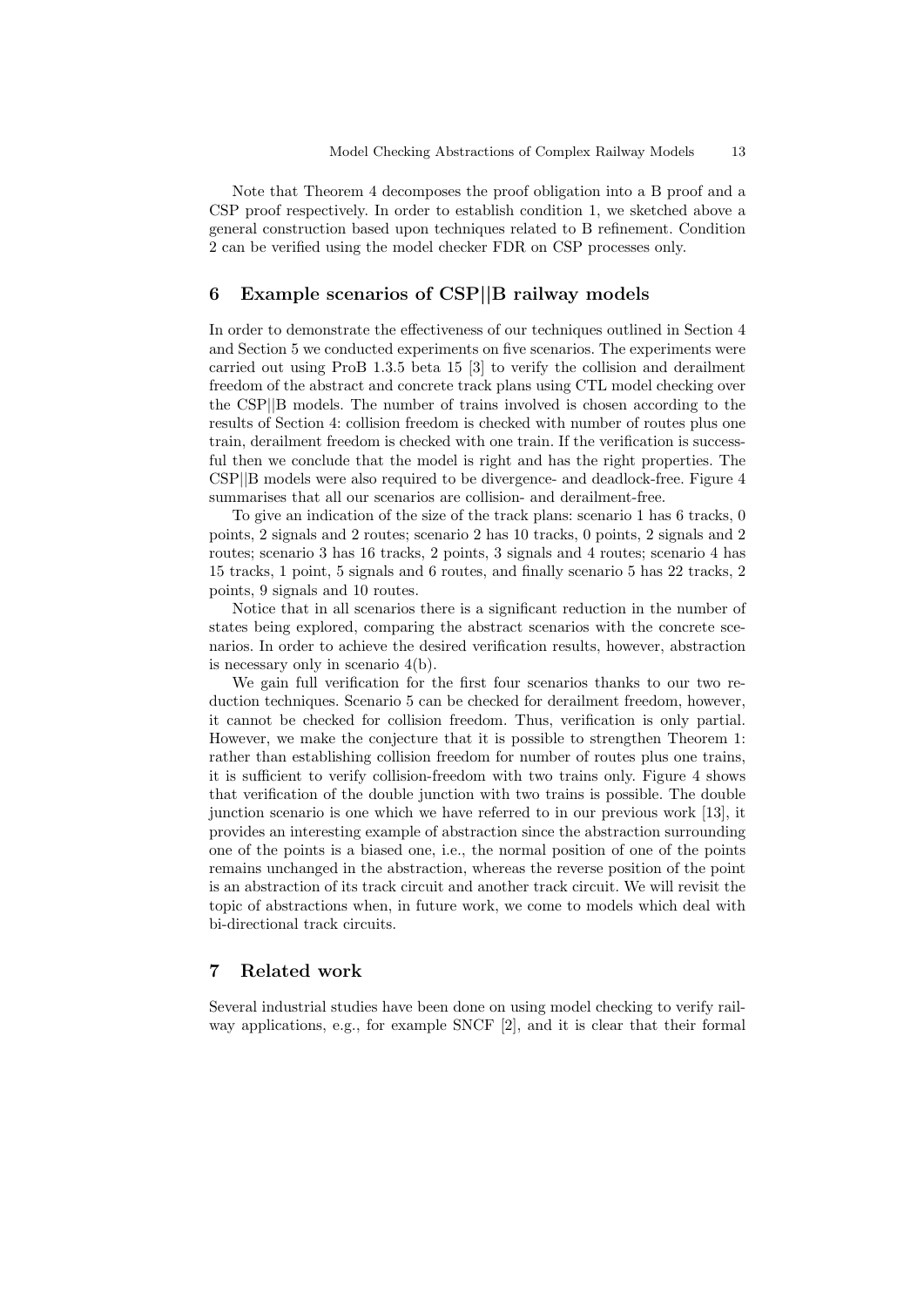Note that Theorem 4 decomposes the proof obligation into a B proof and a CSP proof respectively. In order to establish condition 1, we sketched above a general construction based upon techniques related to B refinement. Condition 2 can be verified using the model checker FDR on CSP processes only.

## 6 Example scenarios of CSP||B railway models

In order to demonstrate the effectiveness of our techniques outlined in Section 4 and Section 5 we conducted experiments on five scenarios. The experiments were carried out using ProB 1.3.5 beta 15 [3] to verify the collision and derailment freedom of the abstract and concrete track plans using CTL model checking over the CSP||B models. The number of trains involved is chosen according to the results of Section 4: collision freedom is checked with number of routes plus one train, derailment freedom is checked with one train. If the verification is successful then we conclude that the model is right and has the right properties. The CSP||B models were also required to be divergence- and deadlock-free. Figure 4 summarises that all our scenarios are collision- and derailment-free.

To give an indication of the size of the track plans: scenario 1 has 6 tracks, 0 points, 2 signals and 2 routes; scenario 2 has 10 tracks, 0 points, 2 signals and 2 routes; scenario 3 has 16 tracks, 2 points, 3 signals and 4 routes; scenario 4 has 15 tracks, 1 point, 5 signals and 6 routes, and finally scenario 5 has 22 tracks, 2 points, 9 signals and 10 routes.

Notice that in all scenarios there is a significant reduction in the number of states being explored, comparing the abstract scenarios with the concrete scenarios. In order to achieve the desired verification results, however, abstraction is necessary only in scenario 4(b).

We gain full verification for the first four scenarios thanks to our two reduction techniques. Scenario 5 can be checked for derailment freedom, however, it cannot be checked for collision freedom. Thus, verification is only partial. However, we make the conjecture that it is possible to strengthen Theorem 1: rather than establishing collision freedom for number of routes plus one trains, it is sufficient to verify collision-freedom with two trains only. Figure 4 shows that verification of the double junction with two trains is possible. The double junction scenario is one which we have referred to in our previous work [13], it provides an interesting example of abstraction since the abstraction surrounding one of the points is a biased one, i.e., the normal position of one of the points remains unchanged in the abstraction, whereas the reverse position of the point is an abstraction of its track circuit and another track circuit. We will revisit the topic of abstractions when, in future work, we come to models which deal with bi-directional track circuits.

## 7 Related work

Several industrial studies have been done on using model checking to verify railway applications, e.g., for example SNCF [2], and it is clear that their formal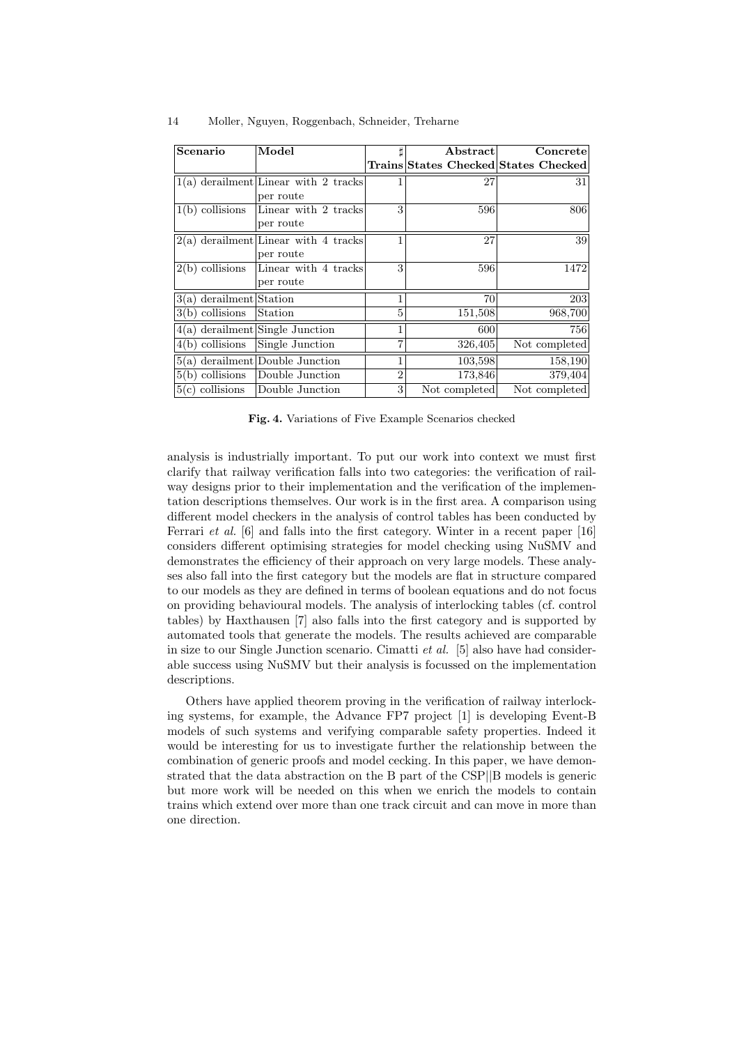| Scenario | Model | ♯ Trains | Abstract States Checked | Concrete States Checked |
|---|---|---|---|---|
| 1(a) derailment | Linear with 2 tracks per route | 1 | 27 | 31 |
| 1(b) collisions | Linear with 2 tracks per route | 3 | 596 | 806 |
| 2(a) derailment | Linear with 4 tracks per route | 1 | 27 | 39 |
| 2(b) collisions | Linear with 4 tracks per route | 3 | 596 | 1472 |
| 3(a) derailment | Station | 1 | 70 | 203 |
| 3(b) collisions | Station | 5 | 151,508 | 968,700 |
| 4(a) derailment | Single Junction | 1 | 600 | 756 |
| 4(b) collisions | Single Junction | 7 | 326,405 | Not completed |
| 5(a) derailment | Double Junction | 1 | 103,598 | 158,190 |
| 5(b) collisions | Double Junction | 2 | 173,846 | 379,404 |
| 5(c) collisions | Double Junction | 3 | Not completed | Not completed |

**Fig. 4.** Variations of Five Example Scenarios checked

analysis is industrially important. To put our work into context we must first clarify that railway verification falls into two categories: the verification of railway designs prior to their implementation and the verification of the implementation descriptions themselves. Our work is in the first area. A comparison using different model checkers in the analysis of control tables has been conducted by Ferrari *et al.* [6] and falls into the first category. Winter in a recent paper [16] considers different optimising strategies for model checking using NuSMV and demonstrates the efficiency of their approach on very large models. These analyses also fall into the first category but the models are flat in structure compared to our models as they are defined in terms of boolean equations and do not focus on providing behavioural models. The analysis of interlocking tables (cf. control tables) by Haxthausen [7] also falls into the first category and is supported by automated tools that generate the models. The results achieved are comparable in size to our Single Junction scenario. Cimatti *et al.* [5] also have had considerable success using NuSMV but their analysis is focussed on the implementation descriptions.

Others have applied theorem proving in the verification of railway interlocking systems, for example, the Advance FP7 project [1] is developing Event-B models of such systems and verifying comparable safety properties. Indeed it would be interesting for us to investigate further the relationship between the combination of generic proofs and model cecking. In this paper, we have demonstrated that the data abstraction on the B part of the CSP||B models is generic but more work will be needed on this when we enrich the models to contain trains which extend over more than one track circuit and can move in more than one direction.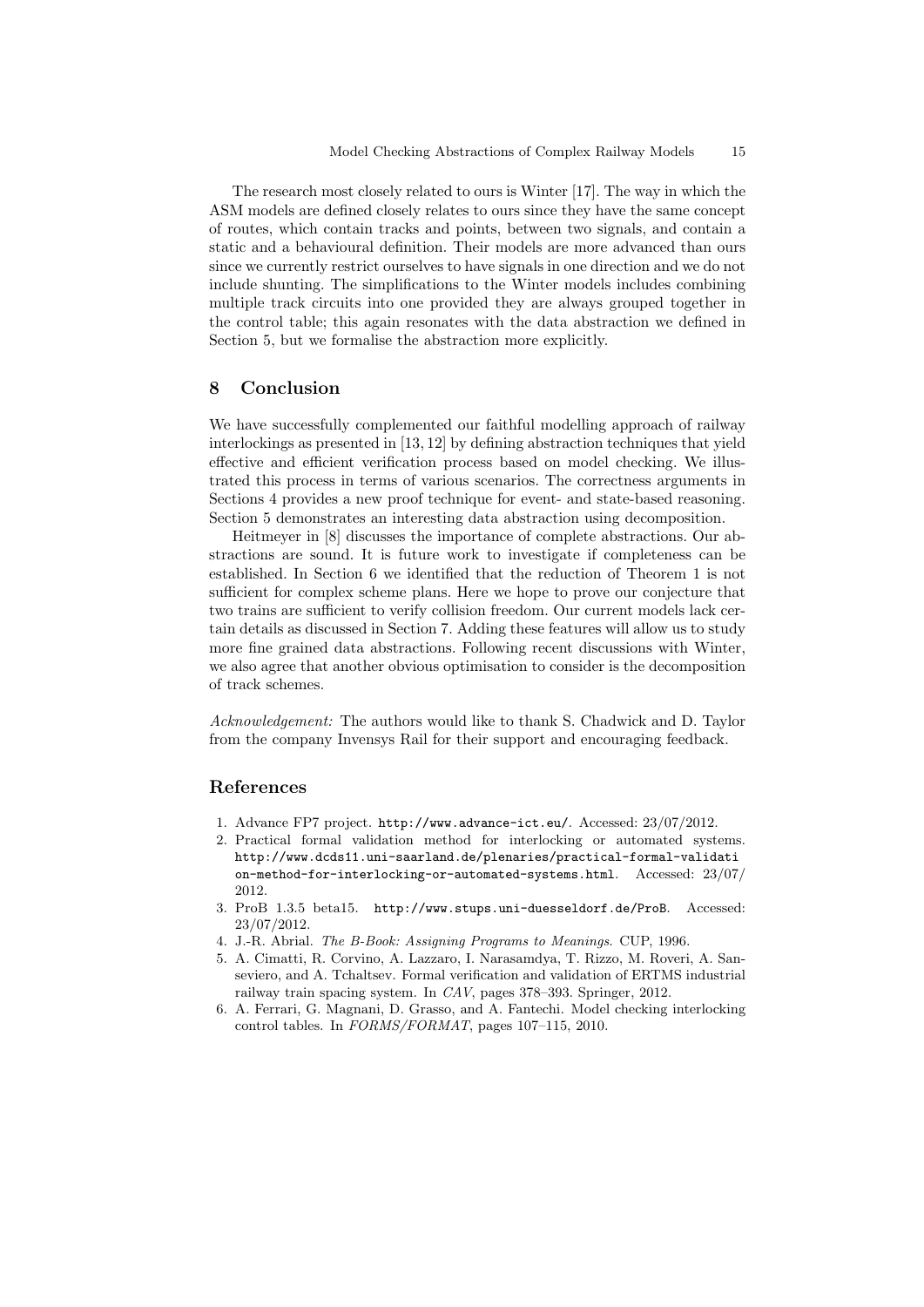The research most closely related to ours is Winter [17]. The way in which the ASM models are defined closely relates to ours since they have the same concept of routes, which contain tracks and points, between two signals, and contain a static and a behavioural definition. Their models are more advanced than ours since we currently restrict ourselves to have signals in one direction and we do not include shunting. The simplifications to the Winter models includes combining multiple track circuits into one provided they are always grouped together in the control table; this again resonates with the data abstraction we defined in Section 5, but we formalise the abstraction more explicitly.

## 8 Conclusion

We have successfully complemented our faithful modelling approach of railway interlockings as presented in [13, 12] by defining abstraction techniques that yield effective and efficient verification process based on model checking. We illustrated this process in terms of various scenarios. The correctness arguments in Sections 4 provides a new proof technique for event- and state-based reasoning. Section 5 demonstrates an interesting data abstraction using decomposition.

Heitmeyer in [8] discusses the importance of complete abstractions. Our abstractions are sound. It is future work to investigate if completeness can be established. In Section 6 we identified that the reduction of Theorem 1 is not sufficient for complex scheme plans. Here we hope to prove our conjecture that two trains are sufficient to verify collision freedom. Our current models lack certain details as discussed in Section 7. Adding these features will allow us to study more fine grained data abstractions. Following recent discussions with Winter, we also agree that another obvious optimisation to consider is the decomposition of track schemes.

*Acknowledgement:* The authors would like to thank S. Chadwick and D. Taylor from the company Invensys Rail for their support and encouraging feedback.

## References

1. Advance FP7 project. `http://www.advance-ict.eu/`. Accessed: 23/07/2012.
2. Practical formal validation method for interlocking or automated systems. `http://www.dcds11.uni-saarland.de/plenaries/practical-formal-validation-method-for-interlocking-or-automated-systems.html`. Accessed: 23/07/2012.
3. ProB 1.3.5 beta15. `http://www.stups.uni-duesseldorf.de/ProB`. Accessed: 23/07/2012.
4. J.-R. Abrial. *The B-Book: Assigning Programs to Meanings*. CUP, 1996.
5. A. Cimatti, R. Corvino, A. Lazzaro, I. Narasamdya, T. Rizzo, M. Roveri, A. Sanseviero, and A. Tchaltsev. Formal verification and validation of ERTMS industrial railway train spacing system. In *CAV*, pages 378–393. Springer, 2012.
6. A. Ferrari, G. Magnani, D. Grasso, and A. Fantechi. Model checking interlocking control tables. In *FORMS/FORMAT*, pages 107–115, 2010.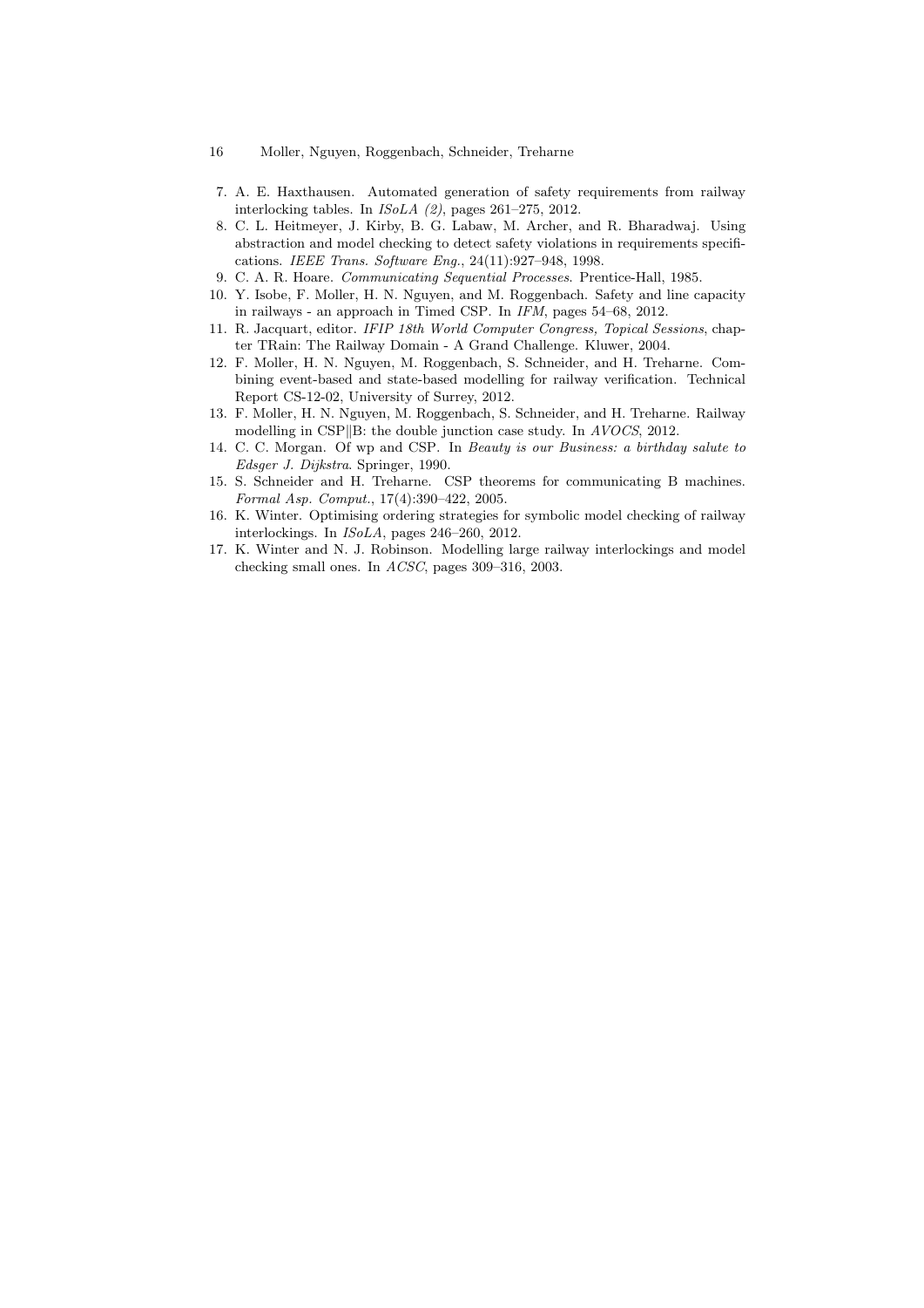7. A. E. Haxthausen. Automated generation of safety requirements from railway interlocking tables. In *ISoLA (2)*, pages 261–275, 2012.
8. C. L. Heitmeyer, J. Kirby, B. G. Labaw, M. Archer, and R. Bharadwaj. Using abstraction and model checking to detect safety violations in requirements specifications. *IEEE Trans. Software Eng.*, 24(11):927–948, 1998.
9. C. A. R. Hoare. *Communicating Sequential Processes*. Prentice-Hall, 1985.
10. Y. Isobe, F. Moller, H. N. Nguyen, and M. Roggenbach. Safety and line capacity in railways - an approach in Timed CSP. In *IFM*, pages 54–68, 2012.
11. R. Jacquart, editor. *IFIP 18th World Computer Congress, Topical Sessions*, chapter TRain: The Railway Domain - A Grand Challenge. Kluwer, 2004.
12. F. Moller, H. N. Nguyen, M. Roggenbach, S. Schneider, and H. Treharne. Combining event-based and state-based modelling for railway verification. Technical Report CS-12-02, University of Surrey, 2012.
13. F. Moller, H. N. Nguyen, M. Roggenbach, S. Schneider, and H. Treharne. Railway modelling in CSP||B: the double junction case study. In *AVOCS*, 2012.
14. C. C. Morgan. Of wp and CSP. In *Beauty is our Business: a birthday salute to Edsger J. Dijkstra*. Springer, 1990.
15. S. Schneider and H. Treharne. CSP theorems for communicating B machines. *Formal Asp. Comput.*, 17(4):390–422, 2005.
16. K. Winter. Optimising ordering strategies for symbolic model checking of railway interlockings. In *ISoLA*, pages 246–260, 2012.
17. K. Winter and N. J. Robinson. Modelling large railway interlockings and model checking small ones. In *ACSC*, pages 309–316, 2003.